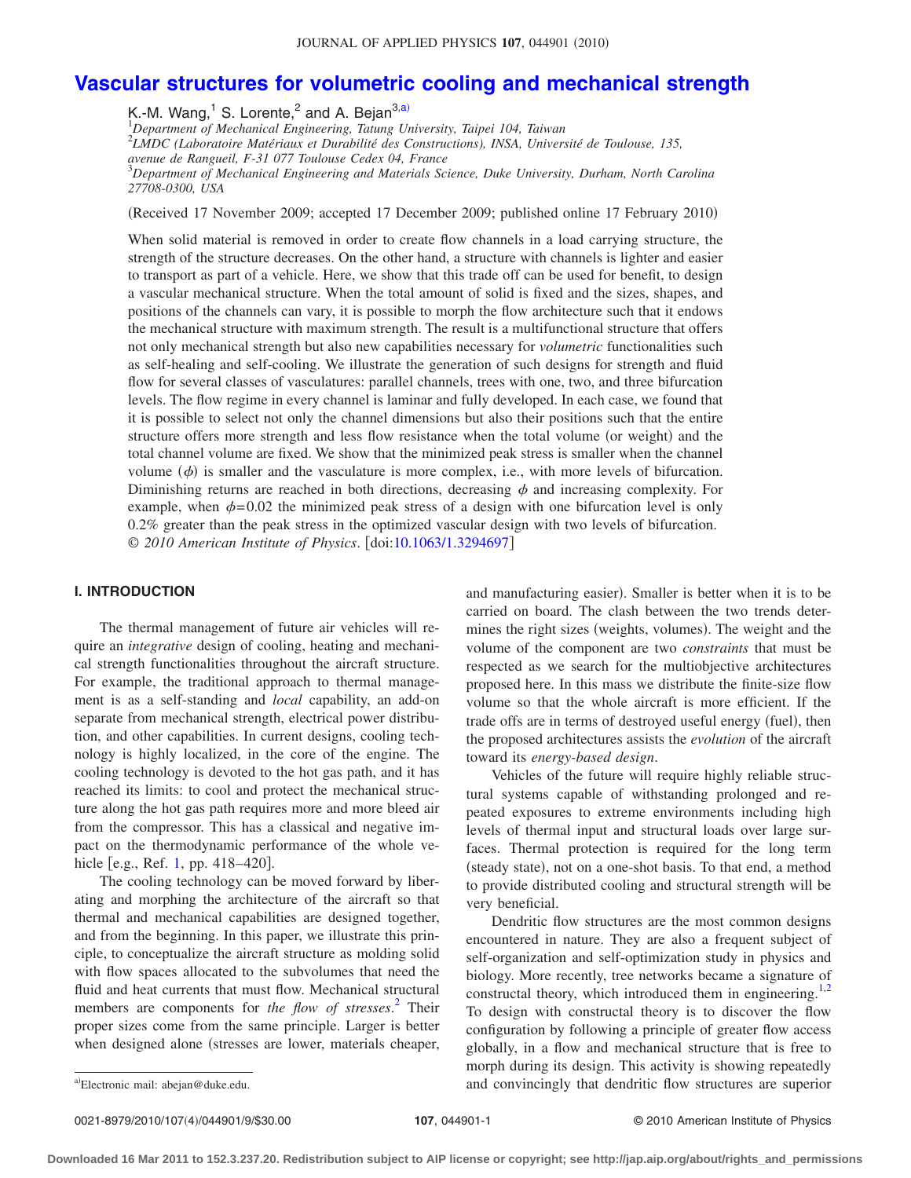# Vascular structures for volumetric cooling and mechanical strength

K.-M. Wang,[1] S. Lorente,[2] and A. Bejan[3,a)]

[1]*Department of Mechanical Engineering, Tatung University, Taipei 104, Taiwan*
[2]*LMDC (Laboratoire Matériaux et Durabilité des Constructions), INSA, Université de Toulouse, 135, avenue de Rangueil, F-31 077 Toulouse Cedex 04, France*
[3]*Department of Mechanical Engineering and Materials Science, Duke University, Durham, North Carolina 27708-0300, USA*

(Received 17 November 2009; accepted 17 December 2009; published online 17 February 2010)

When solid material is removed in order to create flow channels in a load carrying structure, the strength of the structure decreases. On the other hand, a structure with channels is lighter and easier to transport as part of a vehicle. Here, we show that this trade off can be used for benefit, to design a vascular mechanical structure. When the total amount of solid is fixed and the sizes, shapes, and positions of the channels can vary, it is possible to morph the flow architecture such that it endows the mechanical structure with maximum strength. The result is a multifunctional structure that offers not only mechanical strength but also new capabilities necessary for *volumetric* functionalities such as self-healing and self-cooling. We illustrate the generation of such designs for strength and fluid flow for several classes of vasculatures: parallel channels, trees with one, two, and three bifurcation levels. The flow regime in every channel is laminar and fully developed. In each case, we found that it is possible to select not only the channel dimensions but also their positions such that the entire structure offers more strength and less flow resistance when the total volume (or weight) and the total channel volume are fixed. We show that the minimized peak stress is smaller when the channel volume ($\phi$) is smaller and the vasculature is more complex, i.e., with more levels of bifurcation. Diminishing returns are reached in both directions, decreasing $\phi$ and increasing complexity. For example, when $\phi=0.02$ the minimized peak stress of a design with one bifurcation level is only 0.2% greater than the peak stress in the optimized vascular design with two levels of bifurcation. © *2010 American Institute of Physics*. [doi:10.1063/1.3294697]

## I. INTRODUCTION

The thermal management of future air vehicles will require an *integrative* design of cooling, heating and mechanical strength functionalities throughout the aircraft structure. For example, the traditional approach to thermal management is as a self-standing and *local* capability, an add-on separate from mechanical strength, electrical power distribution, and other capabilities. In current designs, cooling technology is highly localized, in the core of the engine. The cooling technology is devoted to the hot gas path, and it has reached its limits: to cool and protect the mechanical structure along the hot gas path requires more and more bleed air from the compressor. This has a classical and negative impact on the thermodynamic performance of the whole vehicle [e.g., Ref. 1, pp. 418–420].

The cooling technology can be moved forward by liberating and morphing the architecture of the aircraft so that thermal and mechanical capabilities are designed together, and from the beginning. In this paper, we illustrate this principle, to conceptualize the aircraft structure as molding solid with flow spaces allocated to the subvolumes that need the fluid and heat currents that must flow. Mechanical structural members are components for *the flow of stresses*.[2] Their proper sizes come from the same principle. Larger is better when designed alone (stresses are lower, materials cheaper, and manufacturing easier). Smaller is better when it is to be carried on board. The clash between the two trends determines the right sizes (weights, volumes). The weight and the volume of the component are two *constraints* that must be respected as we search for the multiobjective architectures proposed here. In this mass we distribute the finite-size flow volume so that the whole aircraft is more efficient. If the trade offs are in terms of destroyed useful energy (fuel), then the proposed architectures assists the *evolution* of the aircraft toward its *energy-based design*.

Vehicles of the future will require highly reliable structural systems capable of withstanding prolonged and repeated exposures to extreme environments including high levels of thermal input and structural loads over large surfaces. Thermal protection is required for the long term (steady state), not on a one-shot basis. To that end, a method to provide distributed cooling and structural strength will be very beneficial.

Dendritic flow structures are the most common designs encountered in nature. They are also a frequent subject of self-organization and self-optimization study in physics and biology. More recently, tree networks became a signature of constructal theory, which introduced them in engineering.[1,2] To design with constructal theory is to discover the flow configuration by following a principle of greater flow access globally, in a flow and mechanical structure that is free to morph during its design. This activity is showing repeatedly and convincingly that dendritic flow structures are superior

[a)]Electronic mail: abejan@duke.edu.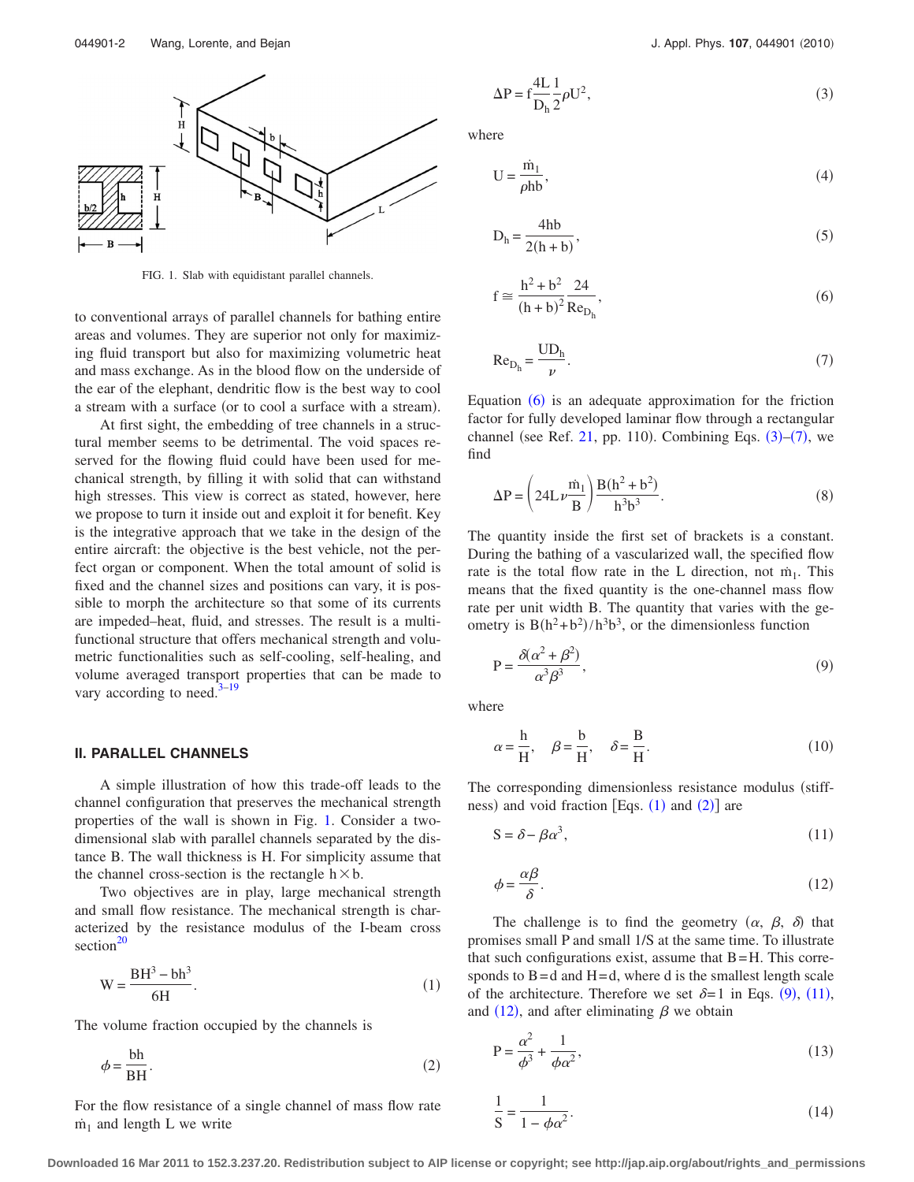FIG. 1. Slab with equidistant parallel channels.

to conventional arrays of parallel channels for bathing entire areas and volumes. They are superior not only for maximizing fluid transport but also for maximizing volumetric heat and mass exchange. As in the blood flow on the underside of the ear of the elephant, dendritic flow is the best way to cool a stream with a surface (or to cool a surface with a stream).

At first sight, the embedding of tree channels in a structural member seems to be detrimental. The void spaces reserved for the flowing fluid could have been used for mechanical strength, by filling it with solid that can withstand high stresses. This view is correct as stated, however, here we propose to turn it inside out and exploit it for benefit. Key is the integrative approach that we take in the design of the entire aircraft: the objective is the best vehicle, not the perfect organ or component. When the total amount of solid is fixed and the channel sizes and positions can vary, it is possible to morph the architecture so that some of its currents are impeded–heat, fluid, and stresses. The result is a multifunctional structure that offers mechanical strength and volumetric functionalities such as self-cooling, self-healing, and volume averaged transport properties that can be made to vary according to need.[3–19]

## II. PARALLEL CHANNELS

A simple illustration of how this trade-off leads to the channel configuration that preserves the mechanical strength properties of the wall is shown in Fig. 1. Consider a two-dimensional slab with parallel channels separated by the distance B. The wall thickness is H. For simplicity assume that the channel cross-section is the rectangle $h \times b$.

Two objectives are in play, large mechanical strength and small flow resistance. The mechanical strength is characterized by the resistance modulus of the I-beam cross section[20]

$$W = \frac{BH^3 - bh^3}{6H}. \tag{1}$$

The volume fraction occupied by the channels is

$$\phi = \frac{bh}{BH}. \tag{2}$$

For the flow resistance of a single channel of mass flow rate $\dot{m}_1$ and length L we write

$$\Delta P = f\frac{4L}{D_h}\frac{1}{2}\rho U^2, \tag{3}$$

where

$$U = \frac{\dot{m}_1}{\rho hb}, \tag{4}$$

$$D_h = \frac{4hb}{2(h+b)}, \tag{5}$$

$$f \cong \frac{h^2+b^2}{(h+b)^2}\frac{24}{Re_{D_h}}, \tag{6}$$

$$Re_{D_h} = \frac{UD_h}{\nu}. \tag{7}$$

Equation (6) is an adequate approximation for the friction factor for fully developed laminar flow through a rectangular channel (see Ref. 21, pp. 110). Combining Eqs. (3)–(7), we find

$$\Delta P = \left(24L\nu\frac{\dot{m}_1}{B}\right)\frac{B(h^2+b^2)}{h^3b^3}. \tag{8}$$

The quantity inside the first set of brackets is a constant. During the bathing of a vascularized wall, the specified flow rate is the total flow rate in the L direction, not $\dot{m}_1$. This means that the fixed quantity is the one-channel mass flow rate per unit width B. The quantity that varies with the geometry is $B(h^2+b^2)/h^3b^3$, or the dimensionless function

$$P = \frac{\delta(\alpha^2+\beta^2)}{\alpha^3\beta^3}, \tag{9}$$

where

$$\alpha = \frac{h}{H}, \quad \beta = \frac{b}{H}, \quad \delta = \frac{B}{H}. \tag{10}$$

The corresponding dimensionless resistance modulus (stiffness) and void fraction [Eqs. (1) and (2)] are

$$S = \delta - \beta\alpha^3, \tag{11}$$

$$\phi = \frac{\alpha\beta}{\delta}. \tag{12}$$

The challenge is to find the geometry ($\alpha$, $\beta$, $\delta$) that promises small P and small 1/S at the same time. To illustrate that such configurations exist, assume that B=H. This corresponds to B=d and H=d, where d is the smallest length scale of the architecture. Therefore we set $\delta=1$ in Eqs. (9), (11), and (12), and after eliminating $\beta$ we obtain

$$P = \frac{\alpha^2}{\phi^3} + \frac{1}{\phi\alpha^2}, \tag{13}$$

$$\frac{1}{S} = \frac{1}{1-\phi\alpha^2}. \tag{14}$$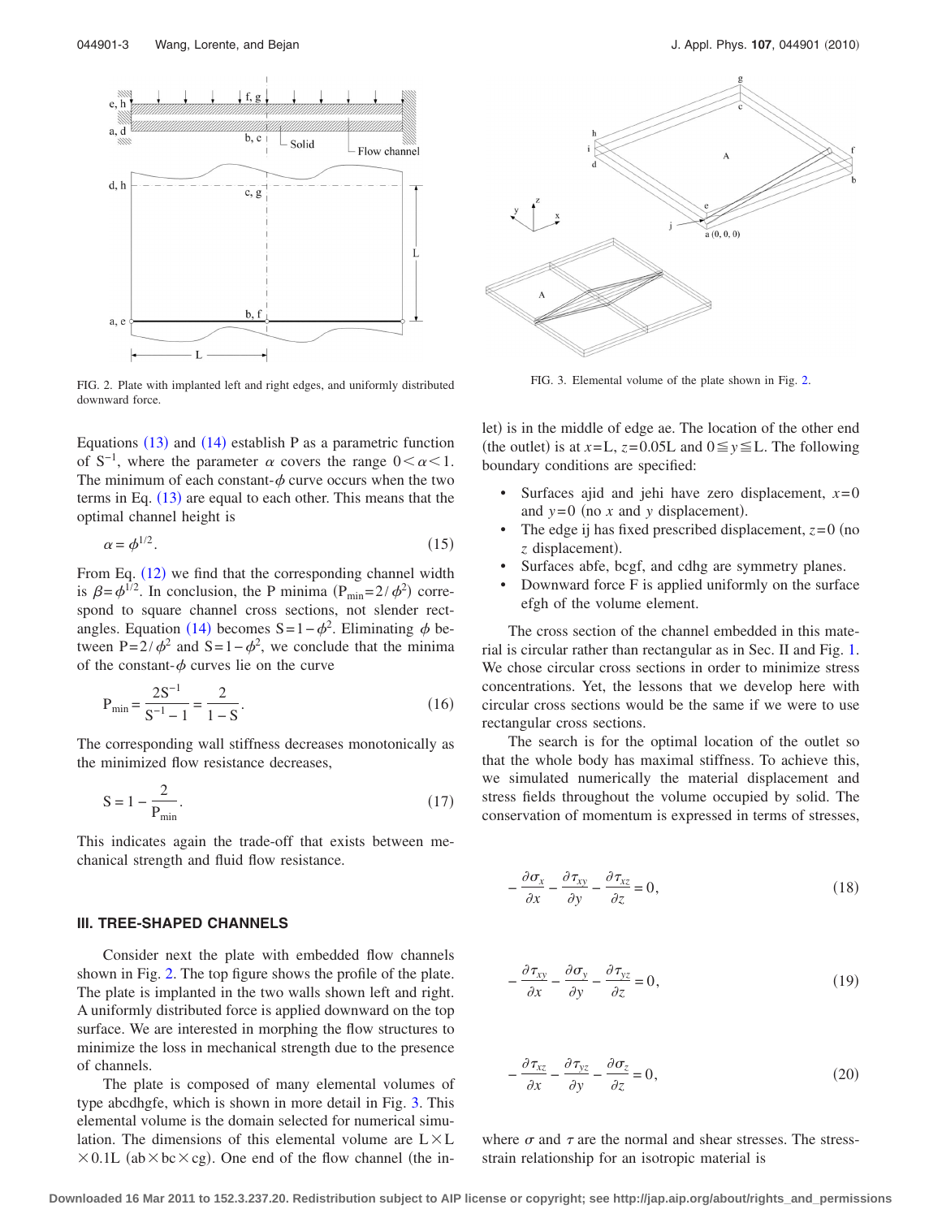FIG. 2. Plate with implanted left and right edges, and uniformly distributed downward force.

FIG. 3. Elemental volume of the plate shown in Fig. 2.

Equations (13) and (14) establish P as a parametric function of $S^{-1}$, where the parameter $\alpha$ covers the range $0<\alpha<1$. The minimum of each constant-$\phi$ curve occurs when the two terms in Eq. (13) are equal to each other. This means that the optimal channel height is

$$\alpha = \phi^{1/2}. \tag{15}$$

From Eq. (12) we find that the corresponding channel width is $\beta=\phi^{1/2}$. In conclusion, the P minima ($P_{min}=2/\phi^2$) correspond to square channel cross sections, not slender rectangles. Equation (14) becomes $S=1-\phi^2$. Eliminating $\phi$ between $P=2/\phi^2$ and $S=1-\phi^2$, we conclude that the minima of the constant-$\phi$ curves lie on the curve

$$P_{min} = \frac{2S^{-1}}{S^{-1}-1} = \frac{2}{1-S}. \tag{16}$$

The corresponding wall stiffness decreases monotonically as the minimized flow resistance decreases,

$$S = 1 - \frac{2}{P_{min}}. \tag{17}$$

This indicates again the trade-off that exists between mechanical strength and fluid flow resistance.

## III. TREE-SHAPED CHANNELS

Consider next the plate with embedded flow channels shown in Fig. 2. The top figure shows the profile of the plate. The plate is implanted in the two walls shown left and right. A uniformly distributed force is applied downward on the top surface. We are interested in morphing the flow structures to minimize the loss in mechanical strength due to the presence of channels.

The plate is composed of many elemental volumes of type abcdhgfe, which is shown in more detail in Fig. 3. This elemental volume is the domain selected for numerical simulation. The dimensions of this elemental volume are $L\times L \times 0.1L$ ($ab\times bc\times cg$). One end of the flow channel (the inlet) is in the middle of edge ae. The location of the other end (the outlet) is at $x=L$, $z=0.05L$ and $0\leqq y\leqq L$. The following boundary conditions are specified:

- Surfaces ajid and jehi have zero displacement, $x=0$ and $y=0$ (no $x$ and $y$ displacement).
- The edge ij has fixed prescribed displacement, $z=0$ (no $z$ displacement).
- Surfaces abfe, bcgf, and cdhg are symmetry planes.
- Downward force F is applied uniformly on the surface efgh of the volume element.

The cross section of the channel embedded in this material is circular rather than rectangular as in Sec. II and Fig. 1. We chose circular cross sections in order to minimize stress concentrations. Yet, the lessons that we develop here with circular cross sections would be the same if we were to use rectangular cross sections.

The search is for the optimal location of the outlet so that the whole body has maximal stiffness. To achieve this, we simulated numerically the material displacement and stress fields throughout the volume occupied by solid. The conservation of momentum is expressed in terms of stresses,

$$-\frac{\partial \sigma_x}{\partial x} - \frac{\partial \tau_{xy}}{\partial y} - \frac{\partial \tau_{xz}}{\partial z} = 0, \tag{18}$$

$$-\frac{\partial \tau_{xy}}{\partial x} - \frac{\partial \sigma_y}{\partial y} - \frac{\partial \tau_{yz}}{\partial z} = 0, \tag{19}$$

$$-\frac{\partial \tau_{xz}}{\partial x} - \frac{\partial \tau_{yz}}{\partial y} - \frac{\partial \sigma_z}{\partial z} = 0, \tag{20}$$

where $\sigma$ and $\tau$ are the normal and shear stresses. The stress-strain relationship for an isotropic material is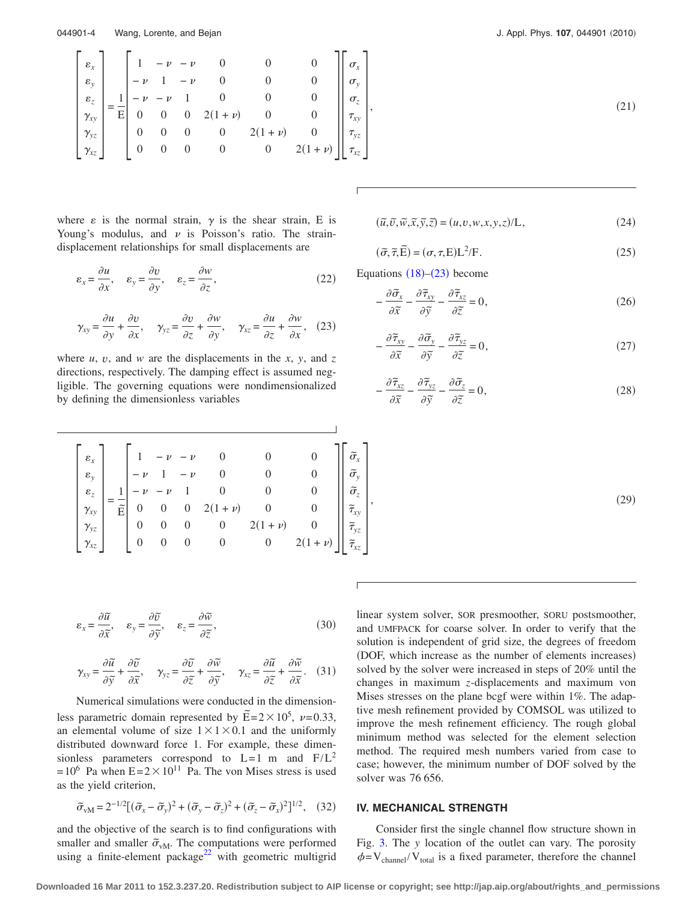$$
\begin{bmatrix} \varepsilon_x \\ \varepsilon_y \\ \varepsilon_z \\ \gamma_{xy} \\ \gamma_{yz} \\ \gamma_{xz} \end{bmatrix} = \frac{1}{\mathrm{E}} \begin{bmatrix} 1 & -\nu & -\nu & 0 & 0 & 0 \\ -\nu & 1 & -\nu & 0 & 0 & 0 \\ -\nu & -\nu & 1 & 0 & 0 & 0 \\ 0 & 0 & 0 & 2(1+\nu) & 0 & 0 \\ 0 & 0 & 0 & 0 & 2(1+\nu) & 0 \\ 0 & 0 & 0 & 0 & 0 & 2(1+\nu) \end{bmatrix} \begin{bmatrix} \sigma_x \\ \sigma_y \\ \sigma_z \\ \tau_{xy} \\ \tau_{yz} \\ \tau_{xz} \end{bmatrix}, \tag{21}
$$

where $\varepsilon$ is the normal strain, $\gamma$ is the shear strain, E is Young's modulus, and $\nu$ is Poisson's ratio. The strain-displacement relationships for small displacements are

$$
\varepsilon_x = \frac{\partial u}{\partial x}, \quad \varepsilon_y = \frac{\partial v}{\partial y}, \quad \varepsilon_z = \frac{\partial w}{\partial z}, \tag{22}
$$

$$
\gamma_{xy} = \frac{\partial u}{\partial y} + \frac{\partial v}{\partial x}, \quad \gamma_{yz} = \frac{\partial v}{\partial z} + \frac{\partial w}{\partial y}, \quad \gamma_{xz} = \frac{\partial u}{\partial z} + \frac{\partial w}{\partial x}, \tag{23}
$$

where $u$, $v$, and $w$ are the displacements in the $x$, $y$, and $z$ directions, respectively. The damping effect is assumed negligible. The governing equations were nondimensionalized by defining the dimensionless variables

$$
(\tilde{u}, \tilde{v}, \tilde{w}, \tilde{x}, \tilde{y}, \tilde{z}) = (u, v, w, x, y, z)/\mathrm{L}, \tag{24}
$$

$$
(\tilde{\sigma}, \tilde{\tau}, \tilde{\mathrm{E}}) = (\sigma, \tau, \mathrm{E})\mathrm{L}^2/\mathrm{F}. \tag{25}
$$

Equations (18)–(23) become

$$
-\frac{\partial \tilde{\sigma}_x}{\partial \tilde{x}} - \frac{\partial \tilde{\tau}_{xy}}{\partial \tilde{y}} - \frac{\partial \tilde{\tau}_{xz}}{\partial \tilde{z}} = 0, \tag{26}
$$

$$
-\frac{\partial \tilde{\tau}_{xy}}{\partial \tilde{x}} - \frac{\partial \tilde{\sigma}_y}{\partial \tilde{y}} - \frac{\partial \tilde{\tau}_{yz}}{\partial \tilde{z}} = 0, \tag{27}
$$

$$
-\frac{\partial \tilde{\tau}_{xz}}{\partial \tilde{x}} - \frac{\partial \tilde{\tau}_{yz}}{\partial \tilde{y}} - \frac{\partial \tilde{\sigma}_z}{\partial \tilde{z}} = 0, \tag{28}
$$

$$
\begin{bmatrix} \varepsilon_x \\ \varepsilon_y \\ \varepsilon_z \\ \gamma_{xy} \\ \gamma_{yz} \\ \gamma_{xz} \end{bmatrix} = \frac{1}{\tilde{\mathrm{E}}} \begin{bmatrix} 1 & -\nu & -\nu & 0 & 0 & 0 \\ -\nu & 1 & -\nu & 0 & 0 & 0 \\ -\nu & -\nu & 1 & 0 & 0 & 0 \\ 0 & 0 & 0 & 2(1+\nu) & 0 & 0 \\ 0 & 0 & 0 & 0 & 2(1+\nu) & 0 \\ 0 & 0 & 0 & 0 & 0 & 2(1+\nu) \end{bmatrix} \begin{bmatrix} \tilde{\sigma}_x \\ \tilde{\sigma}_y \\ \tilde{\sigma}_z \\ \tilde{\tau}_{xy} \\ \tilde{\tau}_{yz} \\ \tilde{\tau}_{xz} \end{bmatrix}, \tag{29}
$$

$$
\varepsilon_x = \frac{\partial \tilde{u}}{\partial \tilde{x}}, \quad \varepsilon_y = \frac{\partial \tilde{v}}{\partial \tilde{y}}, \quad \varepsilon_z = \frac{\partial \tilde{w}}{\partial \tilde{z}}, \tag{30}
$$

$$
\gamma_{xy} = \frac{\partial \tilde{u}}{\partial \tilde{y}} + \frac{\partial \tilde{v}}{\partial \tilde{x}}, \quad \gamma_{yz} = \frac{\partial \tilde{v}}{\partial \tilde{z}} + \frac{\partial \tilde{w}}{\partial \tilde{y}}, \quad \gamma_{xz} = \frac{\partial \tilde{u}}{\partial \tilde{z}} + \frac{\partial \tilde{w}}{\partial \tilde{x}}. \tag{31}
$$

Numerical simulations were conducted in the dimensionless parametric domain represented by $\tilde{\mathrm{E}} = 2 \times 10^5$, $\nu = 0.33$, an elemental volume of size $1 \times 1 \times 0.1$ and the uniformly distributed downward force 1. For example, these dimensionless parameters correspond to L=1 m and $\mathrm{F/L^2} = 10^6$ Pa when $\mathrm{E} = 2 \times 10^{11}$ Pa. The von Mises stress is used as the yield criterion,

$$
\tilde{\sigma}_{\mathrm{vM}} = 2^{-1/2}[(\tilde{\sigma}_x - \tilde{\sigma}_y)^2 + (\tilde{\sigma}_y - \tilde{\sigma}_z)^2 + (\tilde{\sigma}_z - \tilde{\sigma}_x)^2]^{1/2}, \tag{32}
$$

and the objective of the search is to find configurations with smaller and smaller $\tilde{\sigma}_{\mathrm{vM}}$. The computations were performed using a finite-element package[22] with geometric multigrid linear system solver, SOR presmoother, SORU postsmoother, and UMFPACK for coarse solver. In order to verify that the solution is independent of grid size, the degrees of freedom (DOF, which increase as the number of elements increases) solved by the solver were increased in steps of 20% until the changes in maximum $z$-displacements and maximum von Mises stresses on the plane bcgf were within 1%. The adaptive mesh refinement provided by COMSOL was utilized to improve the mesh refinement efficiency. The rough global minimum method was selected for the element selection method. The required mesh numbers varied from case to case; however, the minimum number of DOF solved by the solver was 76 656.

## IV. MECHANICAL STRENGTH

Consider first the single channel flow structure shown in Fig. 3. The $y$ location of the outlet can vary. The porosity $\phi = \mathrm{V_{channel}/V_{total}}$ is a fixed parameter, therefore the channel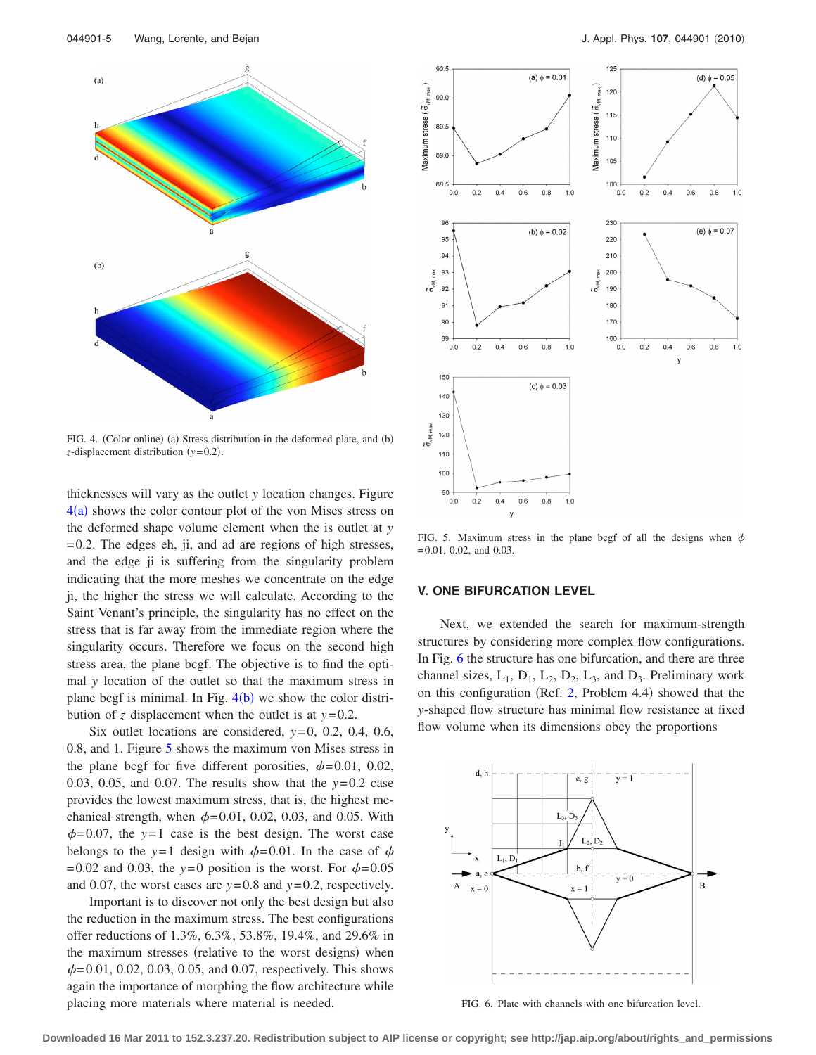FIG. 4. (Color online) (a) Stress distribution in the deformed plate, and (b) $z$-displacement distribution ($y=0.2$).

thicknesses will vary as the outlet $y$ location changes. Figure 4(a) shows the color contour plot of the von Mises stress on the deformed shape volume element when the is outlet at $y=0.2$. The edges eh, ji, and ad are regions of high stresses, and the edge ji is suffering from the singularity problem indicating that the more meshes we concentrate on the edge ji, the higher the stress we will calculate. According to the Saint Venant's principle, the singularity has no effect on the stress that is far away from the immediate region where the singularity occurs. Therefore we focus on the second high stress area, the plane bcgf. The objective is to find the optimal $y$ location of the outlet so that the maximum stress in plane bcgf is minimal. In Fig. 4(b) we show the color distribution of $z$ displacement when the outlet is at $y=0.2$.

Six outlet locations are considered, $y=0$, 0.2, 0.4, 0.6, 0.8, and 1. Figure 5 shows the maximum von Mises stress in the plane bcgf for five different porosities, $\phi=0.01$, 0.02, 0.03, 0.05, and 0.07. The results show that the $y=0.2$ case provides the lowest maximum stress, that is, the highest mechanical strength, when $\phi=0.01$, 0.02, 0.03, and 0.05. With $\phi=0.07$, the $y=1$ case is the best design. The worst case belongs to the $y=1$ design with $\phi=0.01$. In the case of $\phi=0.02$ and 0.03, the $y=0$ position is the worst. For $\phi=0.05$ and 0.07, the worst cases are $y=0.8$ and $y=0.2$, respectively.

Important is to discover not only the best design but also the reduction in the maximum stress. The best configurations offer reductions of 1.3%, 6.3%, 53.8%, 19.4%, and 29.6% in the maximum stresses (relative to the worst designs) when $\phi=0.01$, 0.02, 0.03, 0.05, and 0.07, respectively. This shows again the importance of morphing the flow architecture while placing more materials where material is needed.

FIG. 5. Maximum stress in the plane bcgf of all the designs when $\phi=0.01$, 0.02, and 0.03.

## V. ONE BIFURCATION LEVEL

Next, we extended the search for maximum-strength structures by considering more complex flow configurations. In Fig. 6 the structure has one bifurcation, and there are three channel sizes, $L_1$, $D_1$, $L_2$, $D_2$, $L_3$, and $D_3$. Preliminary work on this configuration (Ref. 2, Problem 4.4) showed that the $y$-shaped flow structure has minimal flow resistance at fixed flow volume when its dimensions obey the proportions

FIG. 6. Plate with channels with one bifurcation level.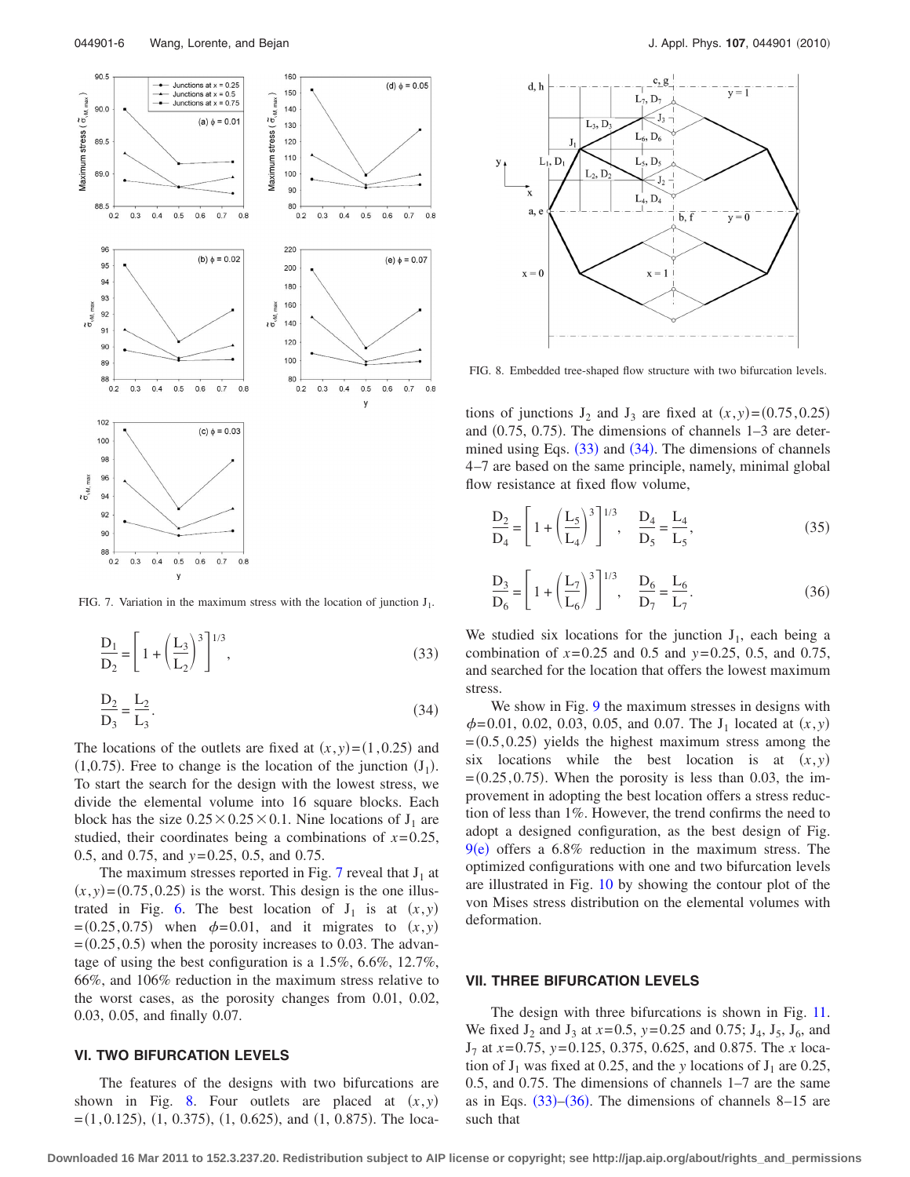FIG. 7. Variation in the maximum stress with the location of junction $J_1$.

$$\frac{D_1}{D_2} = \left[1 + \left(\frac{L_3}{L_2}\right)^3\right]^{1/3}, \tag{33}$$

$$\frac{D_2}{D_3} = \frac{L_2}{L_3}. \tag{34}$$

The locations of the outlets are fixed at $(x,y)=(1,0.25)$ and $(1,0.75)$. Free to change is the location of the junction $(J_1)$. To start the search for the design with the lowest stress, we divide the elemental volume into 16 square blocks. Each block has the size $0.25 \times 0.25 \times 0.1$. Nine locations of $J_1$ are studied, their coordinates being a combinations of $x=0.25$, 0.5, and 0.75, and $y=0.25$, 0.5, and 0.75.

The maximum stresses reported in Fig. 7 reveal that $J_1$ at $(x,y)=(0.75,0.25)$ is the worst. This design is the one illustrated in Fig. 6. The best location of $J_1$ is at $(x,y)=(0.25,0.75)$ when $\phi=0.01$, and it migrates to $(x,y)=(0.25,0.5)$ when the porosity increases to 0.03. The advantage of using the best configuration is a 1.5%, 6.6%, 12.7%, 66%, and 106% reduction in the maximum stress relative to the worst cases, as the porosity changes from 0.01, 0.02, 0.03, 0.05, and finally 0.07.

## VI. TWO BIFURCATION LEVELS

The features of the designs with two bifurcations are shown in Fig. 8. Four outlets are placed at $(x,y)=(1,0.125)$, $(1, 0.375)$, $(1, 0.625)$, and $(1, 0.875)$. The locations of junctions $J_2$ and $J_3$ are fixed at $(x,y)=(0.75,0.25)$ and $(0.75, 0.75)$. The dimensions of channels 1–3 are determined using Eqs. (33) and (34). The dimensions of channels 4–7 are based on the same principle, namely, minimal global flow resistance at fixed flow volume,

$$\frac{D_2}{D_4} = \left[1 + \left(\frac{L_5}{L_4}\right)^3\right]^{1/3}, \quad \frac{D_4}{D_5} = \frac{L_4}{L_5}, \tag{35}$$

$$\frac{D_3}{D_6} = \left[1 + \left(\frac{L_7}{L_6}\right)^3\right]^{1/3}, \quad \frac{D_6}{D_7} = \frac{L_6}{L_7}. \tag{36}$$

FIG. 8. Embedded tree-shaped flow structure with two bifurcation levels.

We studied six locations for the junction $J_1$, each being a combination of $x=0.25$ and 0.5 and $y=0.25$, 0.5, and 0.75, and searched for the location that offers the lowest maximum stress.

We show in Fig. 9 the maximum stresses in designs with $\phi=0.01$, 0.02, 0.03, 0.05, and 0.07. The $J_1$ located at $(x,y)=(0.5,0.25)$ yields the highest maximum stress among the six locations while the best location is at $(x,y)=(0.25,0.75)$. When the porosity is less than 0.03, the improvement in adopting the best location offers a stress reduction of less than 1%. However, the trend confirms the need to adopt a designed configuration, as the best design of Fig. 9(e) offers a 6.8% reduction in the maximum stress. The optimized configurations with one and two bifurcation levels are illustrated in Fig. 10 by showing the contour plot of the von Mises stress distribution on the elemental volumes with deformation.

## VII. THREE BIFURCATION LEVELS

The design with three bifurcations is shown in Fig. 11. We fixed $J_2$ and $J_3$ at $x=0.5$, $y=0.25$ and 0.75; $J_4$, $J_5$, $J_6$, and $J_7$ at $x=0.75$, $y=0.125$, 0.375, 0.625, and 0.875. The $x$ location of $J_1$ was fixed at 0.25, and the $y$ locations of $J_1$ are 0.25, 0.5, and 0.75. The dimensions of channels 1–7 are the same as in Eqs. (33)–(36). The dimensions of channels 8–15 are such that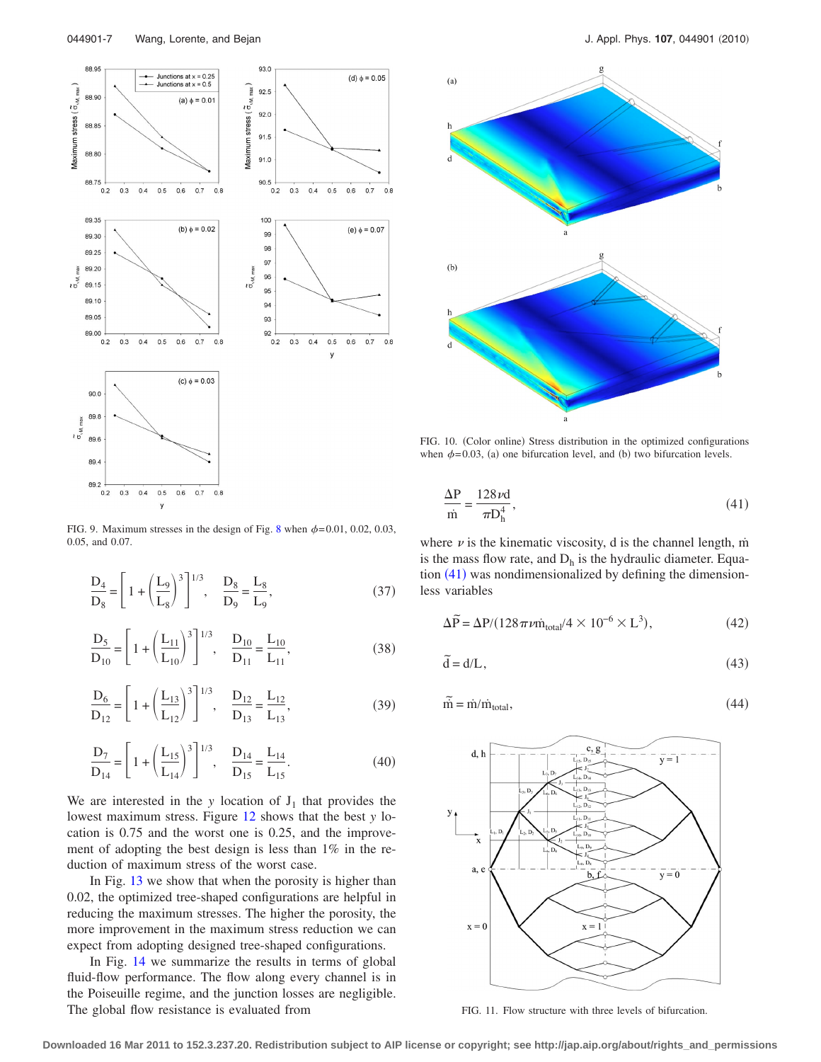FIG. 9. Maximum stresses in the design of Fig. 8 when $\phi$=0.01, 0.02, 0.03, 0.05, and 0.07.

$$\frac{D_4}{D_8} = \left[1 + \left(\frac{L_9}{L_8}\right)^3\right]^{1/3}, \quad \frac{D_8}{D_9} = \frac{L_8}{L_9}, \tag{37}$$

$$\frac{D_5}{D_{10}} = \left[1 + \left(\frac{L_{11}}{L_{10}}\right)^3\right]^{1/3}, \quad \frac{D_{10}}{D_{11}} = \frac{L_{10}}{L_{11}}, \tag{38}$$

$$\frac{D_6}{D_{12}} = \left[1 + \left(\frac{L_{13}}{L_{12}}\right)^3\right]^{1/3}, \quad \frac{D_{12}}{D_{13}} = \frac{L_{12}}{L_{13}}, \tag{39}$$

$$\frac{D_7}{D_{14}} = \left[1 + \left(\frac{L_{15}}{L_{14}}\right)^3\right]^{1/3}, \quad \frac{D_{14}}{D_{15}} = \frac{L_{14}}{L_{15}}. \tag{40}$$

We are interested in the $y$ location of $J_1$ that provides the lowest maximum stress. Figure 12 shows that the best $y$ location is 0.75 and the worst one is 0.25, and the improvement of adopting the best design is less than 1% in the reduction of maximum stress of the worst case.

In Fig. 13 we show that when the porosity is higher than 0.02, the optimized tree-shaped configurations are helpful in reducing the maximum stresses. The higher the porosity, the more improvement in the maximum stress reduction we can expect from adopting designed tree-shaped configurations.

In Fig. 14 we summarize the results in terms of global fluid-flow performance. The flow along every channel is in the Poiseuille regime, and the junction losses are negligible. The global flow resistance is evaluated from

FIG. 10. (Color online) Stress distribution in the optimized configurations when $\phi$=0.03, (a) one bifurcation level, and (b) two bifurcation levels.

$$\frac{\Delta P}{\dot{m}} = \frac{128\nu d}{\pi D_h^4}, \tag{41}$$

where $\nu$ is the kinematic viscosity, d is the channel length, $\dot{m}$ is the mass flow rate, and $D_h$ is the hydraulic diameter. Equation (41) was nondimensionalized by defining the dimensionless variables

$$\Delta\tilde{P} = \Delta P/(128\pi\nu\dot{m}_{total}/4 \times 10^{-6} \times L^3), \tag{42}$$

$$\tilde{d} = d/L, \tag{43}$$

$$\tilde{\dot{m}} = \dot{m}/\dot{m}_{total}, \tag{44}$$

FIG. 11. Flow structure with three levels of bifurcation.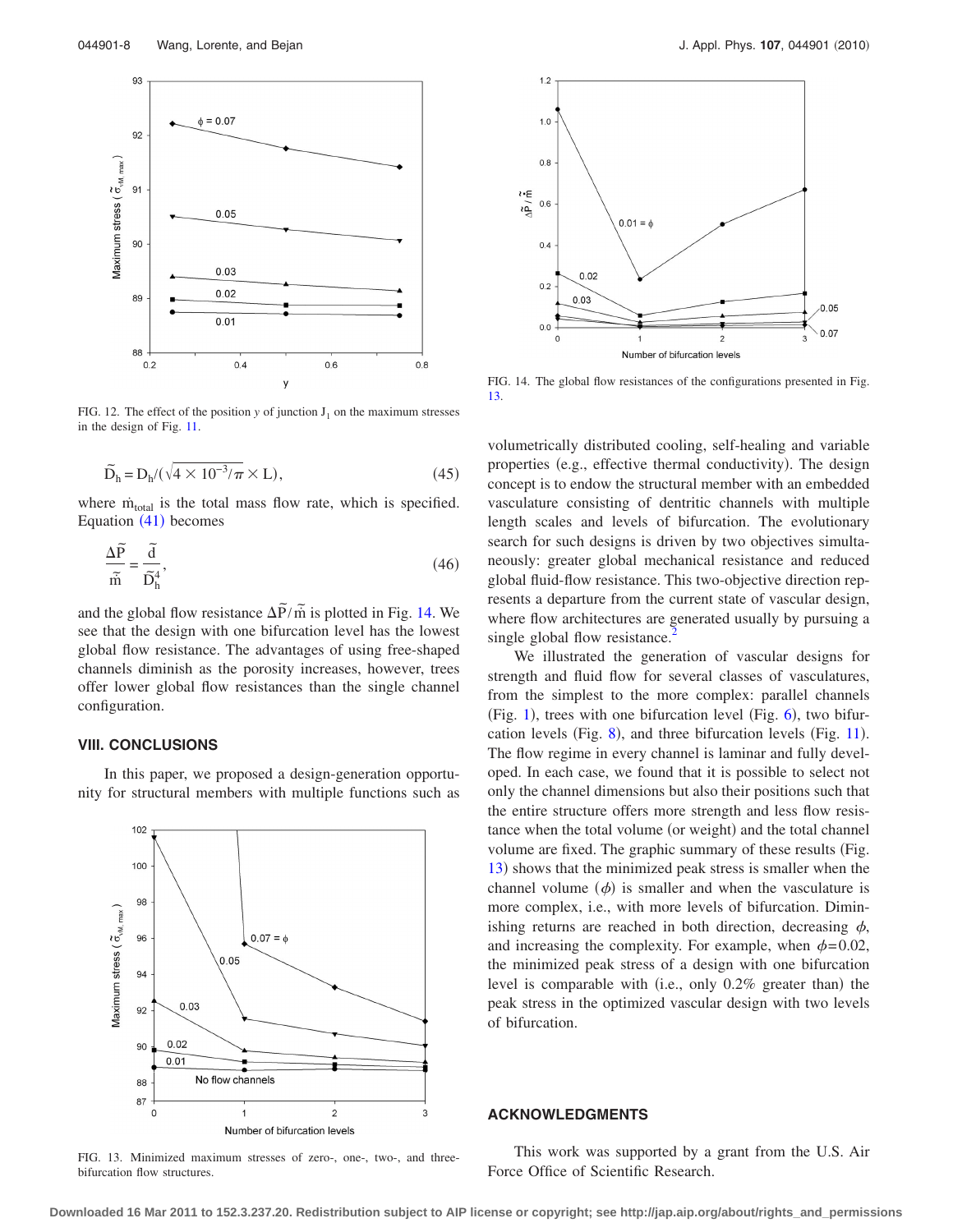FIG. 12. The effect of the position $y$ of junction $J_1$ on the maximum stresses in the design of Fig. 11.

$$\tilde{D}_h = D_h/(\sqrt{4 \times 10^{-3}/\pi} \times L), \tag{45}$$

where $\dot{m}_{total}$ is the total mass flow rate, which is specified. Equation (41) becomes

$$\frac{\Delta\tilde{P}}{\tilde{\dot{m}}} = \frac{\tilde{d}}{\tilde{D}_h^4}, \tag{46}$$

and the global flow resistance $\Delta\tilde{P}/\tilde{\dot{m}}$ is plotted in Fig. 14. We see that the design with one bifurcation level has the lowest global flow resistance. The advantages of using free-shaped channels diminish as the porosity increases, however, trees offer lower global flow resistances than the single channel configuration.

## VIII. CONCLUSIONS

In this paper, we proposed a design-generation opportunity for structural members with multiple functions such as volumetrically distributed cooling, self-healing and variable properties (e.g., effective thermal conductivity). The design concept is to endow the structural member with an embedded vasculature consisting of dentritic channels with multiple length scales and levels of bifurcation. The evolutionary search for such designs is driven by two objectives simultaneously: greater global mechanical resistance and reduced global fluid-flow resistance. This two-objective direction represents a departure from the current state of vascular design, where flow architectures are generated usually by pursuing a single global flow resistance.[2]

We illustrated the generation of vascular designs for strength and fluid flow for several classes of vasculatures, from the simplest to the more complex: parallel channels (Fig. 1), trees with one bifurcation level (Fig. 6), two bifurcation levels (Fig. 8), and three bifurcation levels (Fig. 11). The flow regime in every channel is laminar and fully developed. In each case, we found that it is possible to select not only the channel dimensions but also their positions such that the entire structure offers more strength and less flow resistance when the total volume (or weight) and the total channel volume are fixed. The graphic summary of these results (Fig. 13) shows that the minimized peak stress is smaller when the channel volume ($\phi$) is smaller and when the vasculature is more complex, i.e., with more levels of bifurcation. Diminishing returns are reached in both direction, decreasing $\phi$, and increasing the complexity. For example, when $\phi = 0.02$, the minimized peak stress of a design with one bifurcation level is comparable with (i.e., only 0.2% greater than) the peak stress in the optimized vascular design with two levels of bifurcation.

FIG. 13. Minimized maximum stresses of zero-, one-, two-, and three-bifurcation flow structures.

FIG. 14. The global flow resistances of the configurations presented in Fig. 13.

## ACKNOWLEDGMENTS

This work was supported by a grant from the U.S. Air Force Office of Scientific Research.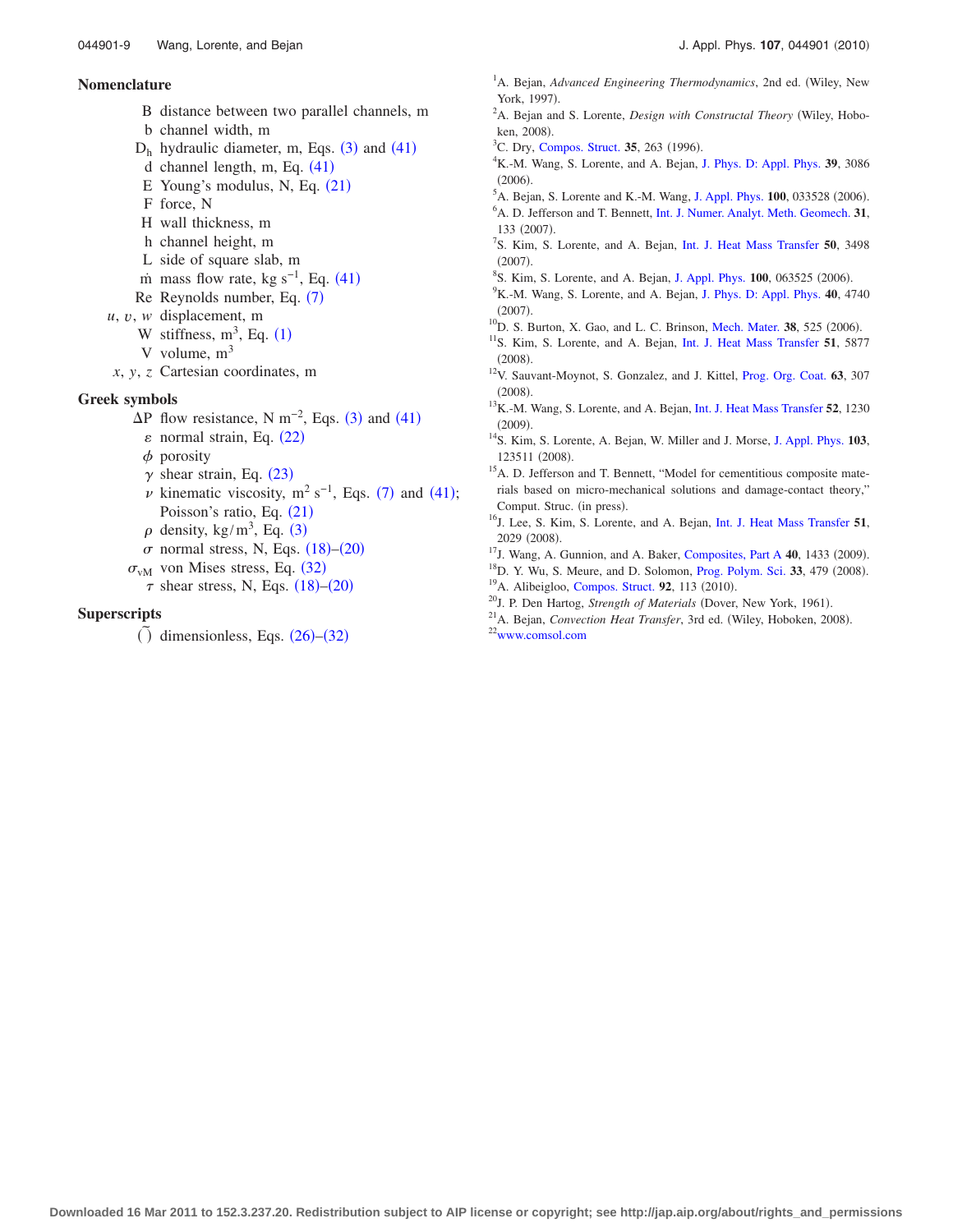## Nomenclature

- $B$ distance between two parallel channels, m
- $b$ channel width, m
- $D_h$ hydraulic diameter, m, Eqs. (3) and (41)
- $d$ channel length, m, Eq. (41)
- $E$ Young's modulus, N, Eq. (21)
- $F$ force, N
- $H$ wall thickness, m
- $h$ channel height, m
- $L$ side of square slab, m
- $\dot{m}$ mass flow rate, kg $s^{-1}$, Eq. (41)
- Re Reynolds number, Eq. (7)
- $u$, $v$, $w$ displacement, m
- $W$ stiffness, $m^3$, Eq. (1)
- $V$ volume, $m^3$
- $x$, $y$, $z$ Cartesian coordinates, m

### Greek symbols

- $\Delta P$ flow resistance, N $m^{-2}$, Eqs. (3) and (41)
- $\varepsilon$ normal strain, Eq. (22)
- $\phi$ porosity
- $\gamma$ shear strain, Eq. (23)
- $\nu$ kinematic viscosity, $m^2$ $s^{-1}$, Eqs. (7) and (41); Poisson's ratio, Eq. (21)
- $\rho$ density, kg/$m^3$, Eq. (3)
- $\sigma$ normal stress, N, Eqs. (18)–(20)
- $\sigma_{vM}$ von Mises stress, Eq. (32)
- $\tau$ shear stress, N, Eqs. (18)–(20)

### Superscripts

- $\tilde{(\ )}$ dimensionless, Eqs. (26)–(32)

[1] A. Bejan, *Advanced Engineering Thermodynamics*, 2nd ed. (Wiley, New York, 1997).
[2] A. Bejan and S. Lorente, *Design with Constructal Theory* (Wiley, Hoboken, 2008).
[3] C. Dry, Compos. Struct. **35**, 263 (1996).
[4] K.-M. Wang, S. Lorente, and A. Bejan, J. Phys. D: Appl. Phys. **39**, 3086 (2006).
[5] A. Bejan, S. Lorente and K.-M. Wang, J. Appl. Phys. **100**, 033528 (2006).
[6] A. D. Jefferson and T. Bennett, Int. J. Numer. Analyt. Meth. Geomech. **31**, 133 (2007).
[7] S. Kim, S. Lorente, and A. Bejan, Int. J. Heat Mass Transfer **50**, 3498 (2007).
[8] S. Kim, S. Lorente, and A. Bejan, J. Appl. Phys. **100**, 063525 (2006).
[9] K.-M. Wang, S. Lorente, and A. Bejan, J. Phys. D: Appl. Phys. **40**, 4740 (2007).
[10] D. S. Burton, X. Gao, and L. C. Brinson, Mech. Mater. **38**, 525 (2006).
[11] S. Kim, S. Lorente, and A. Bejan, Int. J. Heat Mass Transfer **51**, 5877 (2008).
[12] V. Sauvant-Moynot, S. Gonzalez, and J. Kittel, Prog. Org. Coat. **63**, 307 (2008).
[13] K.-M. Wang, S. Lorente, and A. Bejan, Int. J. Heat Mass Transfer **52**, 1230 (2009).
[14] S. Kim, S. Lorente, A. Bejan, W. Miller and J. Morse, J. Appl. Phys. **103**, 123511 (2008).
[15] A. D. Jefferson and T. Bennett, "Model for cementitious composite materials based on micro-mechanical solutions and damage-contact theory," Comput. Struc. (in press).
[16] J. Lee, S. Kim, S. Lorente, and A. Bejan, Int. J. Heat Mass Transfer **51**, 2029 (2008).
[17] J. Wang, A. Gunnion, and A. Baker, Composites, Part A **40**, 1433 (2009).
[18] D. Y. Wu, S. Meure, and D. Solomon, Prog. Polym. Sci. **33**, 479 (2008).
[19] A. Alibeigloo, Compos. Struct. **92**, 113 (2010).
[20] J. P. Den Hartog, *Strength of Materials* (Dover, New York, 1961).
[21] A. Bejan, *Convection Heat Transfer*, 3rd ed. (Wiley, Hoboken, 2008).
[22] www.comsol.com